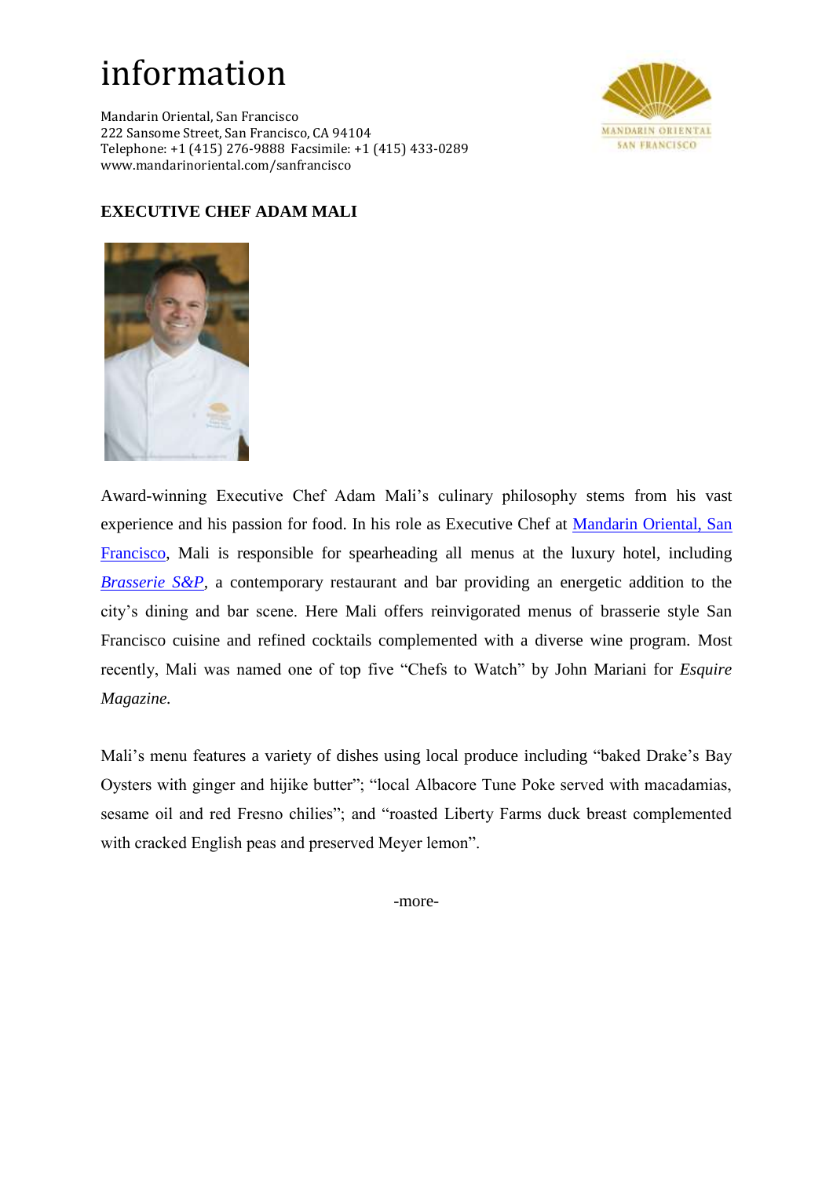# information

Mandarin Oriental, San Francisco
222 Sansome Street, San Francisco, CA 94104
Telephone: +1 (415) 276-9888 Facsimile: +1 (415) 433-0289
www.mandarinoriental.com/sanfrancisco

**EXECUTIVE CHEF ADAM MALI**

Award-winning Executive Chef Adam Mali's culinary philosophy stems from his vast experience and his passion for food. In his role as Executive Chef at Mandarin Oriental, San Francisco, Mali is responsible for spearheading all menus at the luxury hotel, including *Brasserie S&P*, a contemporary restaurant and bar providing an energetic addition to the city's dining and bar scene. Here Mali offers reinvigorated menus of brasserie style San Francisco cuisine and refined cocktails complemented with a diverse wine program. Most recently, Mali was named one of top five "Chefs to Watch" by John Mariani for *Esquire Magazine.*

Mali's menu features a variety of dishes using local produce including "baked Drake's Bay Oysters with ginger and hijike butter"; "local Albacore Tune Poke served with macadamias, sesame oil and red Fresno chilies"; and "roasted Liberty Farms duck breast complemented with cracked English peas and preserved Meyer lemon".

-more-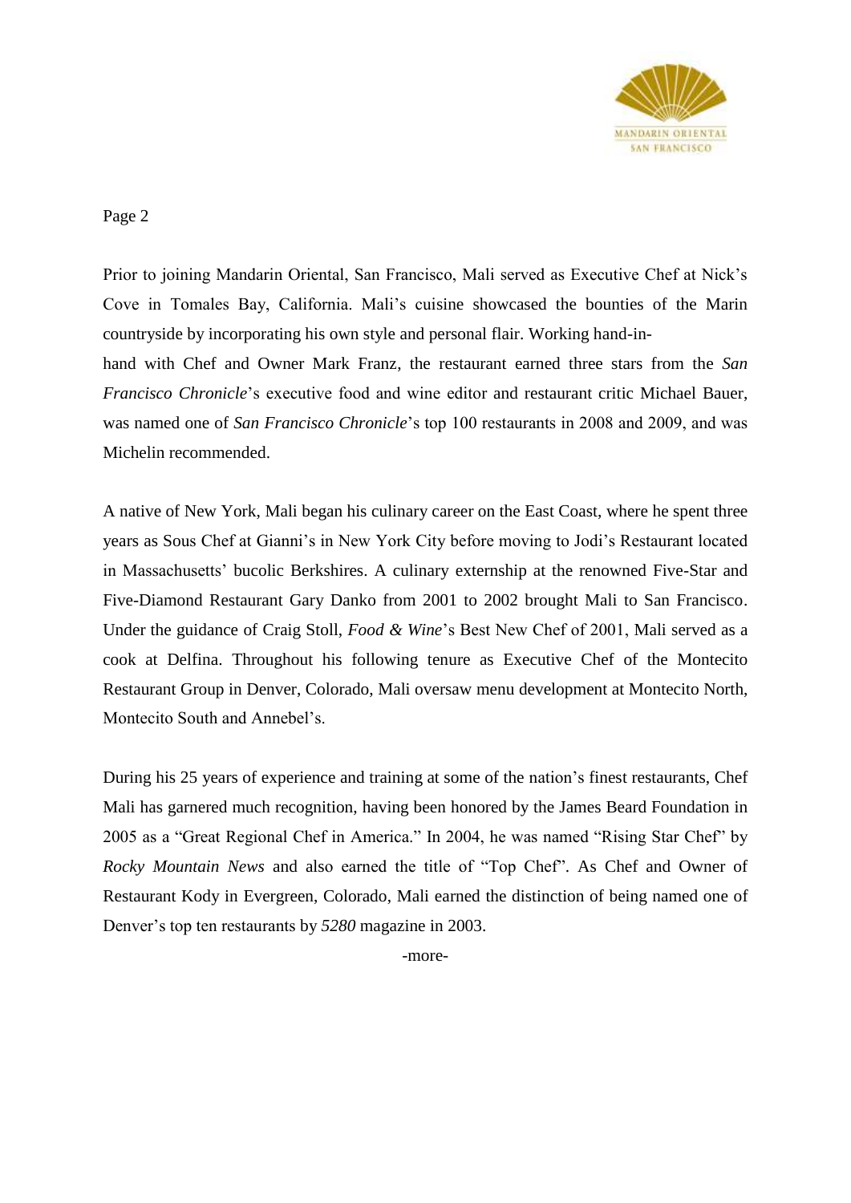Prior to joining Mandarin Oriental, San Francisco, Mali served as Executive Chef at Nick's Cove in Tomales Bay, California. Mali's cuisine showcased the bounties of the Marin countryside by incorporating his own style and personal flair. Working hand-in-hand with Chef and Owner Mark Franz, the restaurant earned three stars from the *San Francisco Chronicle*'s executive food and wine editor and restaurant critic Michael Bauer, was named one of *San Francisco Chronicle*'s top 100 restaurants in 2008 and 2009, and was Michelin recommended.

A native of New York, Mali began his culinary career on the East Coast, where he spent three years as Sous Chef at Gianni's in New York City before moving to Jodi's Restaurant located in Massachusetts' bucolic Berkshires. A culinary externship at the renowned Five-Star and Five-Diamond Restaurant Gary Danko from 2001 to 2002 brought Mali to San Francisco. Under the guidance of Craig Stoll, *Food & Wine*'s Best New Chef of 2001, Mali served as a cook at Delfina. Throughout his following tenure as Executive Chef of the Montecito Restaurant Group in Denver, Colorado, Mali oversaw menu development at Montecito North, Montecito South and Annebel's.

During his 25 years of experience and training at some of the nation's finest restaurants, Chef Mali has garnered much recognition, having been honored by the James Beard Foundation in 2005 as a "Great Regional Chef in America." In 2004, he was named "Rising Star Chef" by *Rocky Mountain News* and also earned the title of "Top Chef". As Chef and Owner of Restaurant Kody in Evergreen, Colorado, Mali earned the distinction of being named one of Denver's top ten restaurants by *5280* magazine in 2003.

-more-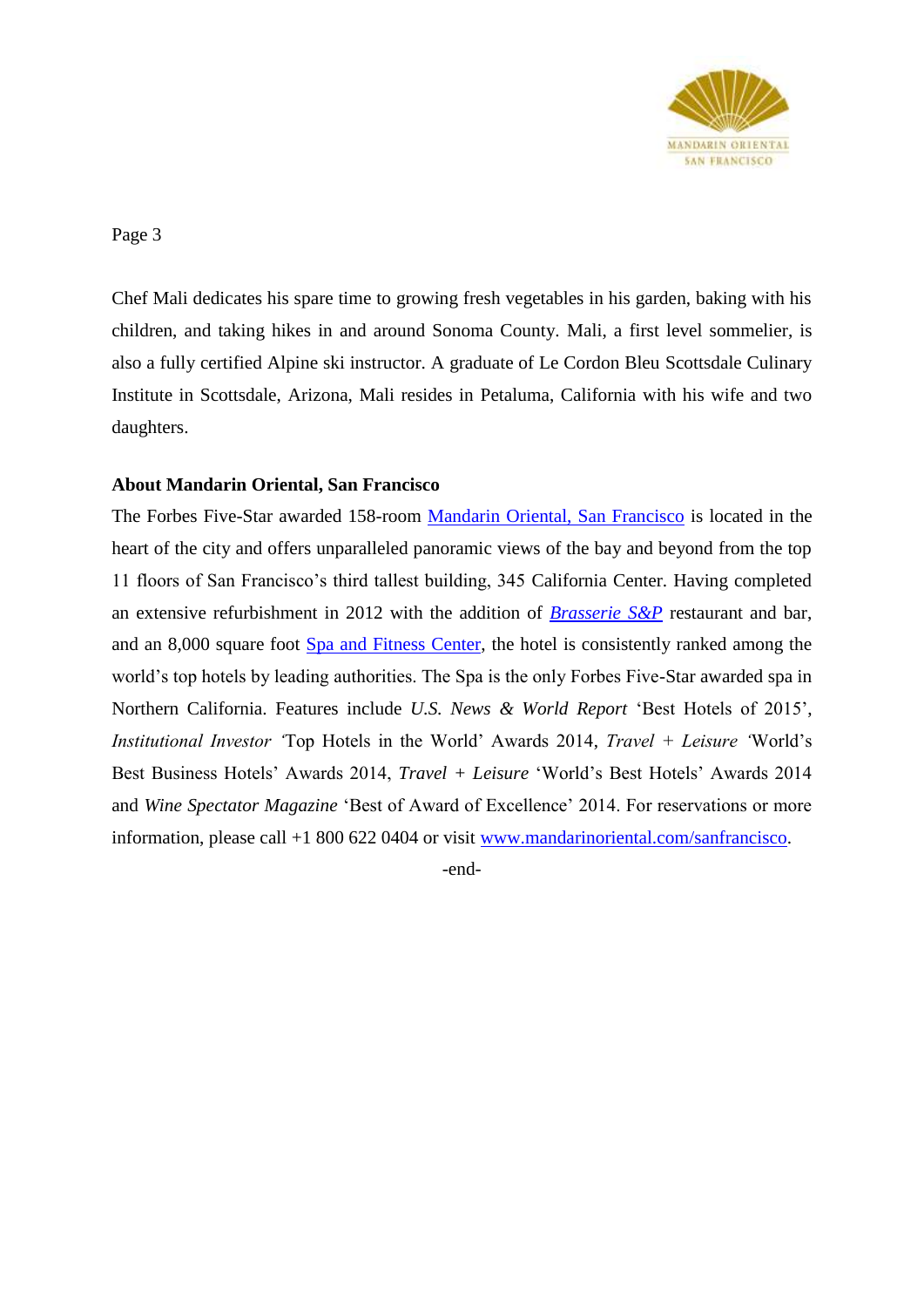Chef Mali dedicates his spare time to growing fresh vegetables in his garden, baking with his children, and taking hikes in and around Sonoma County. Mali, a first level sommelier, is also a fully certified Alpine ski instructor. A graduate of Le Cordon Bleu Scottsdale Culinary Institute in Scottsdale, Arizona, Mali resides in Petaluma, California with his wife and two daughters.

**About Mandarin Oriental, San Francisco**

The Forbes Five-Star awarded 158-room Mandarin Oriental, San Francisco is located in the heart of the city and offers unparalleled panoramic views of the bay and beyond from the top 11 floors of San Francisco's third tallest building, 345 California Center. Having completed an extensive refurbishment in 2012 with the addition of *Brasserie S&P* restaurant and bar, and an 8,000 square foot Spa and Fitness Center, the hotel is consistently ranked among the world's top hotels by leading authorities. The Spa is the only Forbes Five-Star awarded spa in Northern California. Features include *U.S. News & World Report* 'Best Hotels of 2015', *Institutional Investor* 'Top Hotels in the World' Awards 2014, *Travel + Leisure* 'World's Best Business Hotels' Awards 2014, *Travel + Leisure* 'World's Best Hotels' Awards 2014 and *Wine Spectator Magazine* 'Best of Award of Excellence' 2014. For reservations or more information, please call +1 800 622 0404 or visit www.mandarinoriental.com/sanfrancisco.

-end-